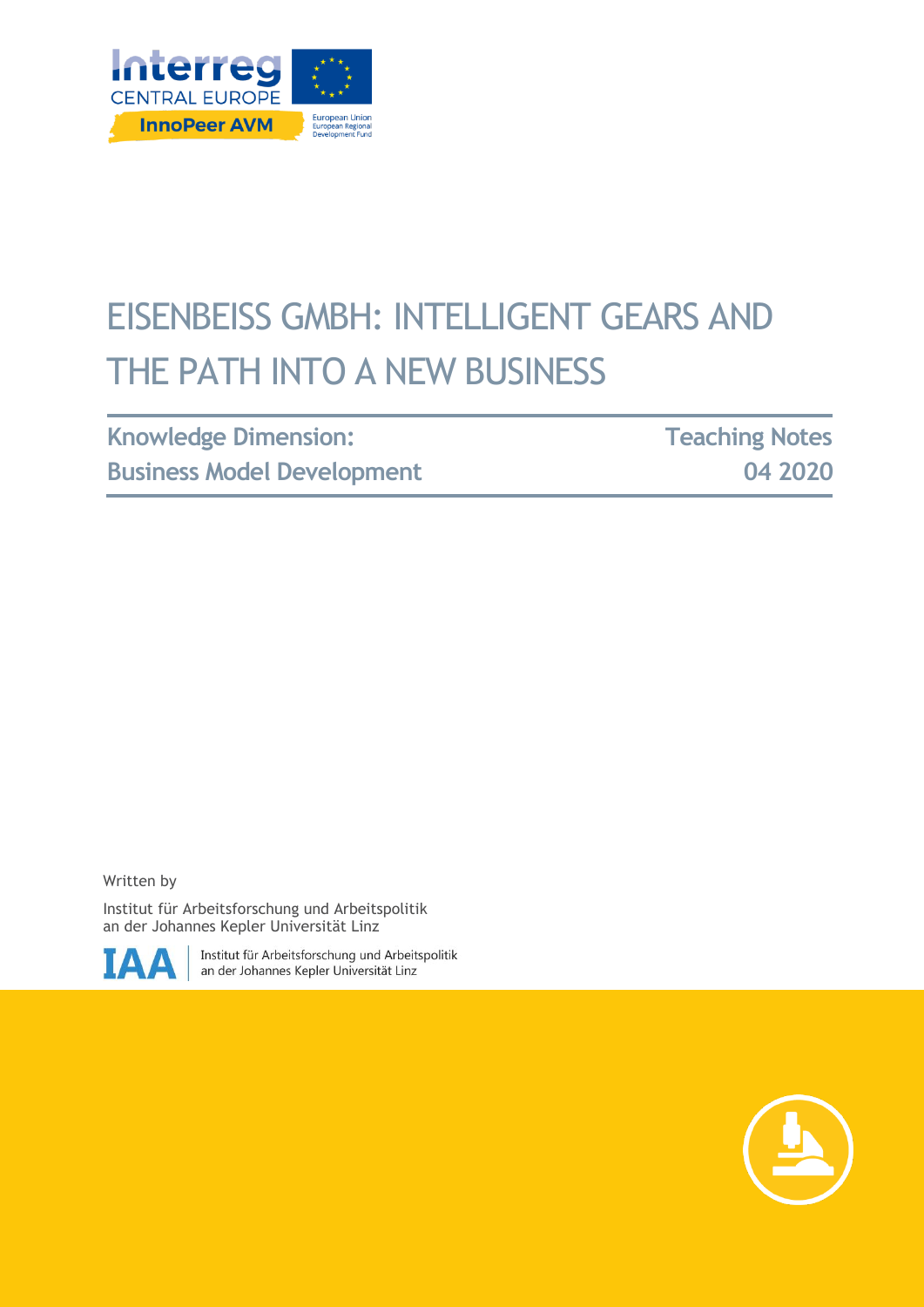Interreg CENTRAL EUROPE

InnoPeer AVM

European Union
European Regional Development Fund

# EISENBEISS GMBH: INTELLIGENT GEARS AND THE PATH INTO A NEW BUSINESS

| **Knowledge Dimension:** **Business Model Development** | **Teaching Notes** **04 2020** |
|---|---|

Written by

Institut für Arbeitsforschung und Arbeitspolitik an der Johannes Kepler Universität Linz

IAA | Institut für Arbeitsforschung und Arbeitspolitik an der Johannes Kepler Universität Linz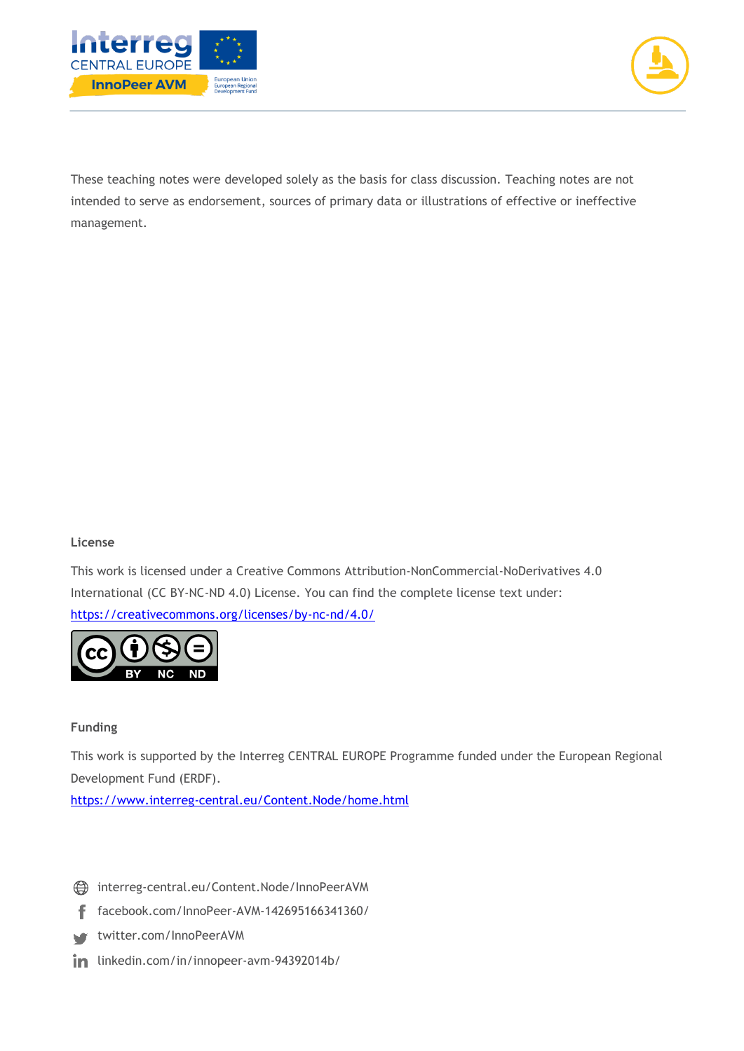These teaching notes were developed solely as the basis for class discussion. Teaching notes are not intended to serve as endorsement, sources of primary data or illustrations of effective or ineffective management.

**License**

This work is licensed under a Creative Commons Attribution-NonCommercial-NoDerivatives 4.0 International (CC BY-NC-ND 4.0) License. You can find the complete license text under: https://creativecommons.org/licenses/by-nc-nd/4.0/

**Funding**

This work is supported by the Interreg CENTRAL EUROPE Programme funded under the European Regional Development Fund (ERDF).
https://www.interreg-central.eu/Content.Node/home.html

interreg-central.eu/Content.Node/InnoPeerAVM

facebook.com/InnoPeer-AVM-142695166341360/

twitter.com/InnoPeerAVM

linkedin.com/in/innopeer-avm-94392014b/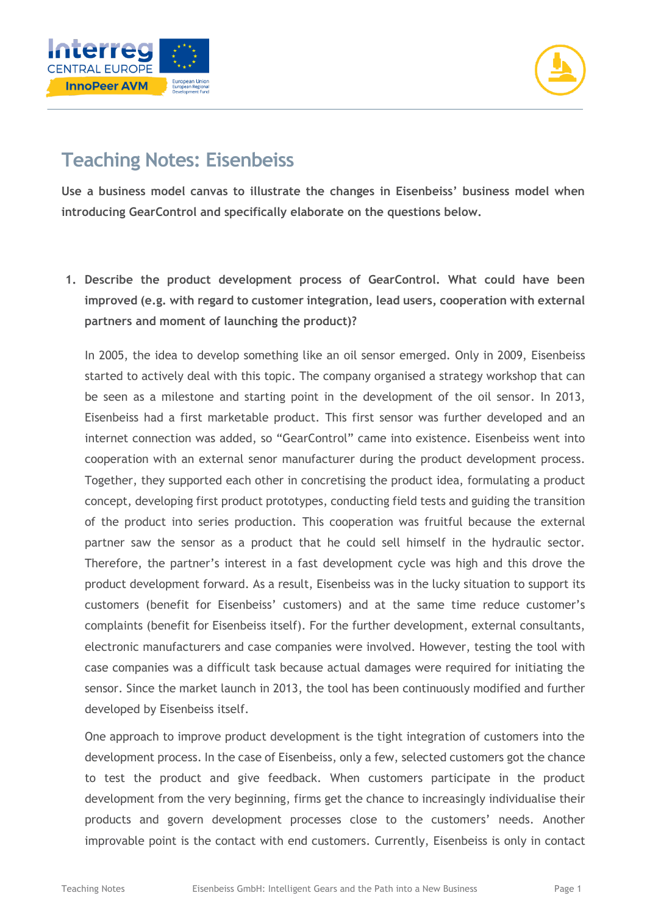# Teaching Notes: Eisenbeiss

**Use a business model canvas to illustrate the changes in Eisenbeiss' business model when introducing GearControl and specifically elaborate on the questions below.**

1. **Describe the product development process of GearControl. What could have been improved (e.g. with regard to customer integration, lead users, cooperation with external partners and moment of launching the product)?**

   In 2005, the idea to develop something like an oil sensor emerged. Only in 2009, Eisenbeiss started to actively deal with this topic. The company organised a strategy workshop that can be seen as a milestone and starting point in the development of the oil sensor. In 2013, Eisenbeiss had a first marketable product. This first sensor was further developed and an internet connection was added, so "GearControl" came into existence. Eisenbeiss went into cooperation with an external senor manufacturer during the product development process. Together, they supported each other in concretising the product idea, formulating a product concept, developing first product prototypes, conducting field tests and guiding the transition of the product into series production. This cooperation was fruitful because the external partner saw the sensor as a product that he could sell himself in the hydraulic sector. Therefore, the partner's interest in a fast development cycle was high and this drove the product development forward. As a result, Eisenbeiss was in the lucky situation to support its customers (benefit for Eisenbeiss' customers) and at the same time reduce customer's complaints (benefit for Eisenbeiss itself). For the further development, external consultants, electronic manufacturers and case companies were involved. However, testing the tool with case companies was a difficult task because actual damages were required for initiating the sensor. Since the market launch in 2013, the tool has been continuously modified and further developed by Eisenbeiss itself.

   One approach to improve product development is the tight integration of customers into the development process. In the case of Eisenbeiss, only a few, selected customers got the chance to test the product and give feedback. When customers participate in the product development from the very beginning, firms get the chance to increasingly individualise their products and govern development processes close to the customers' needs. Another improvable point is the contact with end customers. Currently, Eisenbeiss is only in contact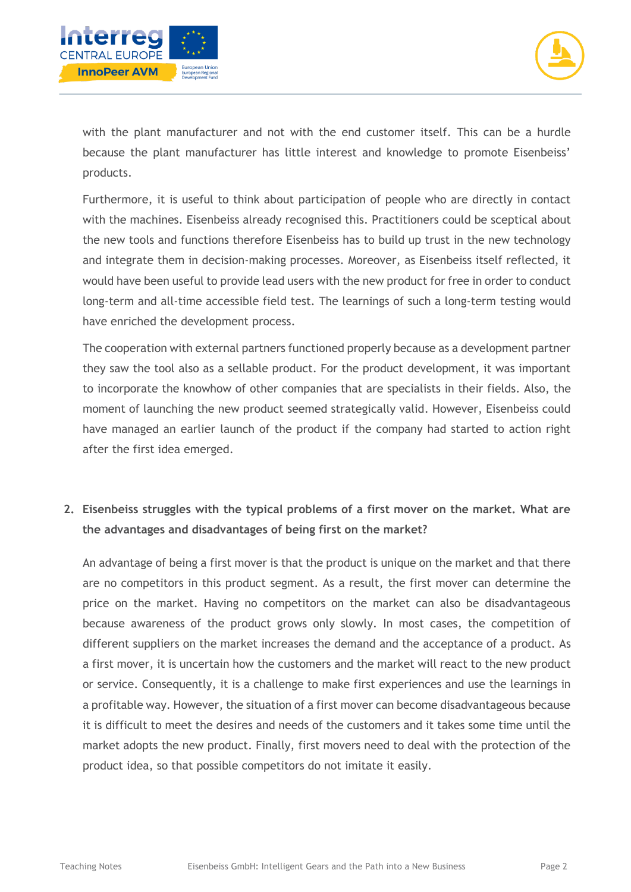with the plant manufacturer and not with the end customer itself. This can be a hurdle because the plant manufacturer has little interest and knowledge to promote Eisenbeiss' products.

Furthermore, it is useful to think about participation of people who are directly in contact with the machines. Eisenbeiss already recognised this. Practitioners could be sceptical about the new tools and functions therefore Eisenbeiss has to build up trust in the new technology and integrate them in decision-making processes. Moreover, as Eisenbeiss itself reflected, it would have been useful to provide lead users with the new product for free in order to conduct long-term and all-time accessible field test. The learnings of such a long-term testing would have enriched the development process.

The cooperation with external partners functioned properly because as a development partner they saw the tool also as a sellable product. For the product development, it was important to incorporate the knowhow of other companies that are specialists in their fields. Also, the moment of launching the new product seemed strategically valid. However, Eisenbeiss could have managed an earlier launch of the product if the company had started to action right after the first idea emerged.

2. **Eisenbeiss struggles with the typical problems of a first mover on the market. What are the advantages and disadvantages of being first on the market?**

   An advantage of being a first mover is that the product is unique on the market and that there are no competitors in this product segment. As a result, the first mover can determine the price on the market. Having no competitors on the market can also be disadvantageous because awareness of the product grows only slowly. In most cases, the competition of different suppliers on the market increases the demand and the acceptance of a product. As a first mover, it is uncertain how the customers and the market will react to the new product or service. Consequently, it is a challenge to make first experiences and use the learnings in a profitable way. However, the situation of a first mover can become disadvantageous because it is difficult to meet the desires and needs of the customers and it takes some time until the market adopts the new product. Finally, first movers need to deal with the protection of the product idea, so that possible competitors do not imitate it easily.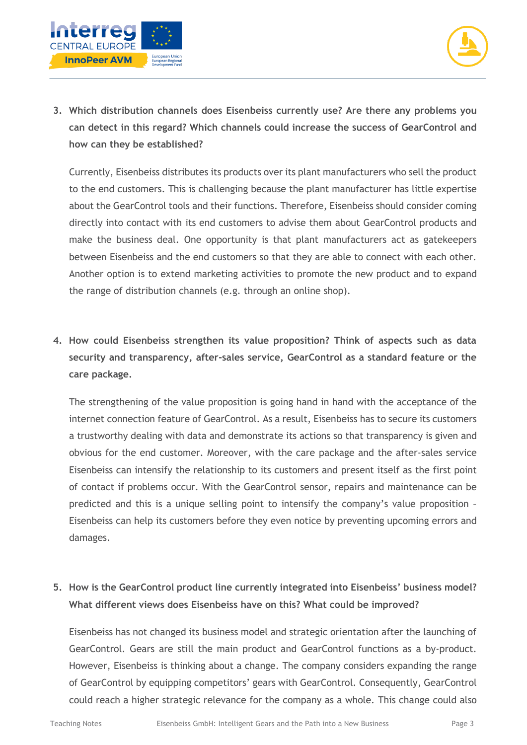3. **Which distribution channels does Eisenbeiss currently use? Are there any problems you can detect in this regard? Which channels could increase the success of GearControl and how can they be established?**

   Currently, Eisenbeiss distributes its products over its plant manufacturers who sell the product to the end customers. This is challenging because the plant manufacturer has little expertise about the GearControl tools and their functions. Therefore, Eisenbeiss should consider coming directly into contact with its end customers to advise them about GearControl products and make the business deal. One opportunity is that plant manufacturers act as gatekeepers between Eisenbeiss and the end customers so that they are able to connect with each other. Another option is to extend marketing activities to promote the new product and to expand the range of distribution channels (e.g. through an online shop).

4. **How could Eisenbeiss strengthen its value proposition? Think of aspects such as data security and transparency, after-sales service, GearControl as a standard feature or the care package.**

   The strengthening of the value proposition is going hand in hand with the acceptance of the internet connection feature of GearControl. As a result, Eisenbeiss has to secure its customers a trustworthy dealing with data and demonstrate its actions so that transparency is given and obvious for the end customer. Moreover, with the care package and the after-sales service Eisenbeiss can intensify the relationship to its customers and present itself as the first point of contact if problems occur. With the GearControl sensor, repairs and maintenance can be predicted and this is a unique selling point to intensify the company's value proposition – Eisenbeiss can help its customers before they even notice by preventing upcoming errors and damages.

5. **How is the GearControl product line currently integrated into Eisenbeiss' business model? What different views does Eisenbeiss have on this? What could be improved?**

   Eisenbeiss has not changed its business model and strategic orientation after the launching of GearControl. Gears are still the main product and GearControl functions as a by-product. However, Eisenbeiss is thinking about a change. The company considers expanding the range of GearControl by equipping competitors' gears with GearControl. Consequently, GearControl could reach a higher strategic relevance for the company as a whole. This change could also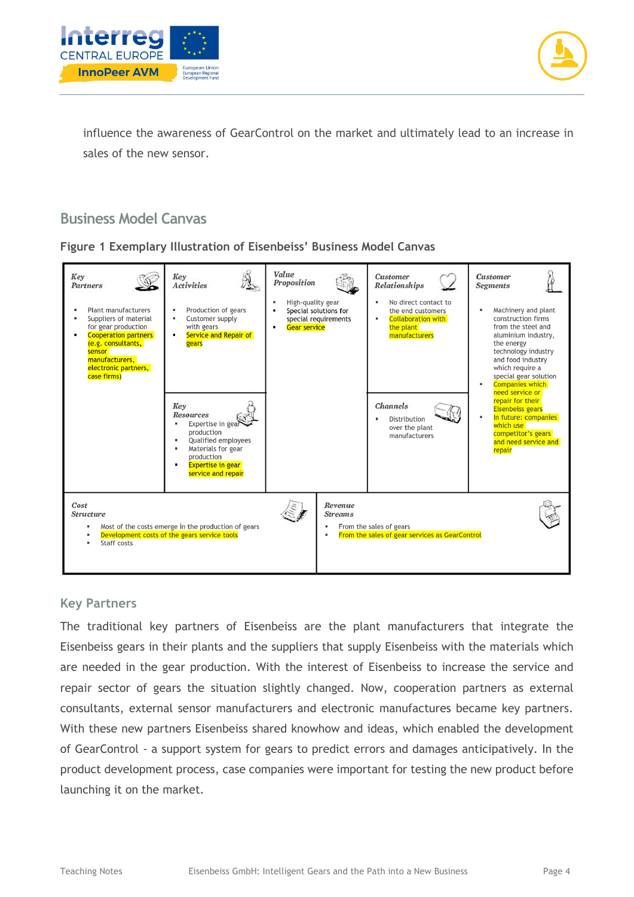influence the awareness of GearControl on the market and ultimately lead to an increase in sales of the new sensor.

## Business Model Canvas

**Figure 1 Exemplary Illustration of Eisenbeiss' Business Model Canvas**

| Key Partners | Key Activities / Key Resources | Value Proposition | Customer Relationships / Channels | Customer Segments |
|---|---|---|---|---|
| ▪ Plant manufacturers<br>▪ Suppliers of material for gear production<br>▪ Cooperation partners (e.g. consultants, sensor manufacturers, electronic partners, case firms) | **Key Activities**<br>▪ Production of gears<br>▪ Customer supply with gears<br>▪ Service and Repair of gears<br><br>**Key Resources**<br>▪ Expertise in gear production<br>▪ Qualified employees<br>▪ Materials for gear production<br>▪ Expertise in gear service and repair | ▪ High-quality gear<br>▪ Special solutions for special requirements<br>▪ Gear service | **Customer Relationships**<br>▪ No direct contact to the end customers<br>▪ Collaboration with the plant manufacturers<br><br>**Channels**<br>▪ Distribution over the plant manufacturers | ▪ Machinery and plant construction firms from the steel and aluminium industry, the energy technology industry and food industry which require a special gear solution<br>▪ Companies which need service or repair for their Eisenbeiss gears<br>▪ In future: companies which use competitor's gears and need service and repair |

| Cost Structure | Revenue Streams |
|---|---|
| ▪ Most of the costs emerge in the production of gears<br>▪ Development costs of the gears service tools<br>▪ Staff costs | ▪ From the sales of gears<br>▪ From the sales of gear services as GearControl |

### Key Partners

The traditional key partners of Eisenbeiss are the plant manufacturers that integrate the Eisenbeiss gears in their plants and the suppliers that supply Eisenbeiss with the materials which are needed in the gear production. With the interest of Eisenbeiss to increase the service and repair sector of gears the situation slightly changed. Now, cooperation partners as external consultants, external sensor manufacturers and electronic manufactures became key partners. With these new partners Eisenbeiss shared knowhow and ideas, which enabled the development of GearControl - a support system for gears to predict errors and damages anticipatively. In the product development process, case companies were important for testing the new product before launching it on the market.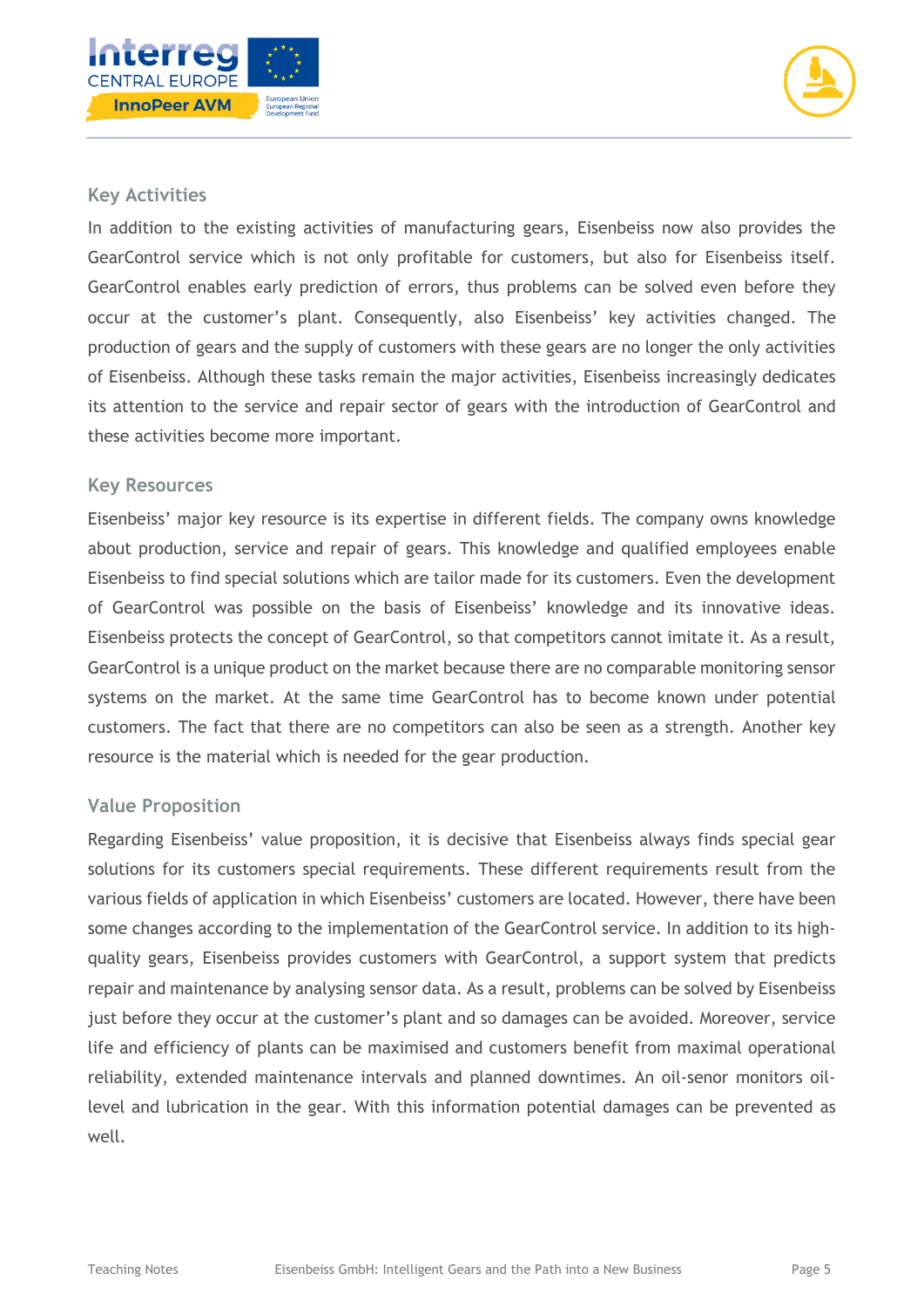### Key Activities

In addition to the existing activities of manufacturing gears, Eisenbeiss now also provides the GearControl service which is not only profitable for customers, but also for Eisenbeiss itself. GearControl enables early prediction of errors, thus problems can be solved even before they occur at the customer's plant. Consequently, also Eisenbeiss' key activities changed. The production of gears and the supply of customers with these gears are no longer the only activities of Eisenbeiss. Although these tasks remain the major activities, Eisenbeiss increasingly dedicates its attention to the service and repair sector of gears with the introduction of GearControl and these activities become more important.

### Key Resources

Eisenbeiss' major key resource is its expertise in different fields. The company owns knowledge about production, service and repair of gears. This knowledge and qualified employees enable Eisenbeiss to find special solutions which are tailor made for its customers. Even the development of GearControl was possible on the basis of Eisenbeiss' knowledge and its innovative ideas. Eisenbeiss protects the concept of GearControl, so that competitors cannot imitate it. As a result, GearControl is a unique product on the market because there are no comparable monitoring sensor systems on the market. At the same time GearControl has to become known under potential customers. The fact that there are no competitors can also be seen as a strength. Another key resource is the material which is needed for the gear production.

### Value Proposition

Regarding Eisenbeiss' value proposition, it is decisive that Eisenbeiss always finds special gear solutions for its customers special requirements. These different requirements result from the various fields of application in which Eisenbeiss' customers are located. However, there have been some changes according to the implementation of the GearControl service. In addition to its high-quality gears, Eisenbeiss provides customers with GearControl, a support system that predicts repair and maintenance by analysing sensor data. As a result, problems can be solved by Eisenbeiss just before they occur at the customer's plant and so damages can be avoided. Moreover, service life and efficiency of plants can be maximised and customers benefit from maximal operational reliability, extended maintenance intervals and planned downtimes. An oil-senor monitors oil-level and lubrication in the gear. With this information potential damages can be prevented as well.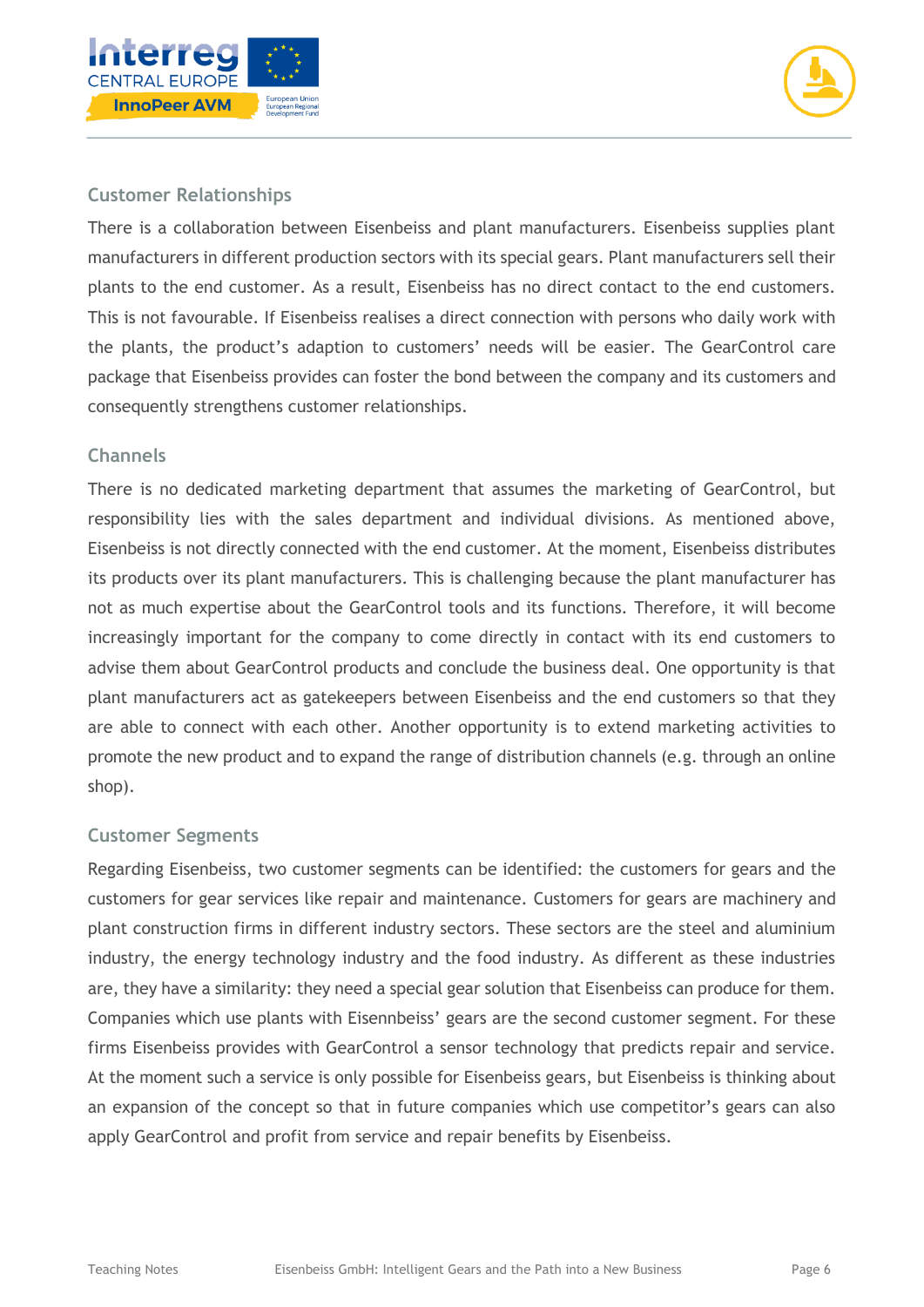### Customer Relationships

There is a collaboration between Eisenbeiss and plant manufacturers. Eisenbeiss supplies plant manufacturers in different production sectors with its special gears. Plant manufacturers sell their plants to the end customer. As a result, Eisenbeiss has no direct contact to the end customers. This is not favourable. If Eisenbeiss realises a direct connection with persons who daily work with the plants, the product's adaption to customers' needs will be easier. The GearControl care package that Eisenbeiss provides can foster the bond between the company and its customers and consequently strengthens customer relationships.

### Channels

There is no dedicated marketing department that assumes the marketing of GearControl, but responsibility lies with the sales department and individual divisions. As mentioned above, Eisenbeiss is not directly connected with the end customer. At the moment, Eisenbeiss distributes its products over its plant manufacturers. This is challenging because the plant manufacturer has not as much expertise about the GearControl tools and its functions. Therefore, it will become increasingly important for the company to come directly in contact with its end customers to advise them about GearControl products and conclude the business deal. One opportunity is that plant manufacturers act as gatekeepers between Eisenbeiss and the end customers so that they are able to connect with each other. Another opportunity is to extend marketing activities to promote the new product and to expand the range of distribution channels (e.g. through an online shop).

### Customer Segments

Regarding Eisenbeiss, two customer segments can be identified: the customers for gears and the customers for gear services like repair and maintenance. Customers for gears are machinery and plant construction firms in different industry sectors. These sectors are the steel and aluminium industry, the energy technology industry and the food industry. As different as these industries are, they have a similarity: they need a special gear solution that Eisenbeiss can produce for them. Companies which use plants with Eisennbeiss' gears are the second customer segment. For these firms Eisenbeiss provides with GearControl a sensor technology that predicts repair and service. At the moment such a service is only possible for Eisenbeiss gears, but Eisenbeiss is thinking about an expansion of the concept so that in future companies which use competitor's gears can also apply GearControl and profit from service and repair benefits by Eisenbeiss.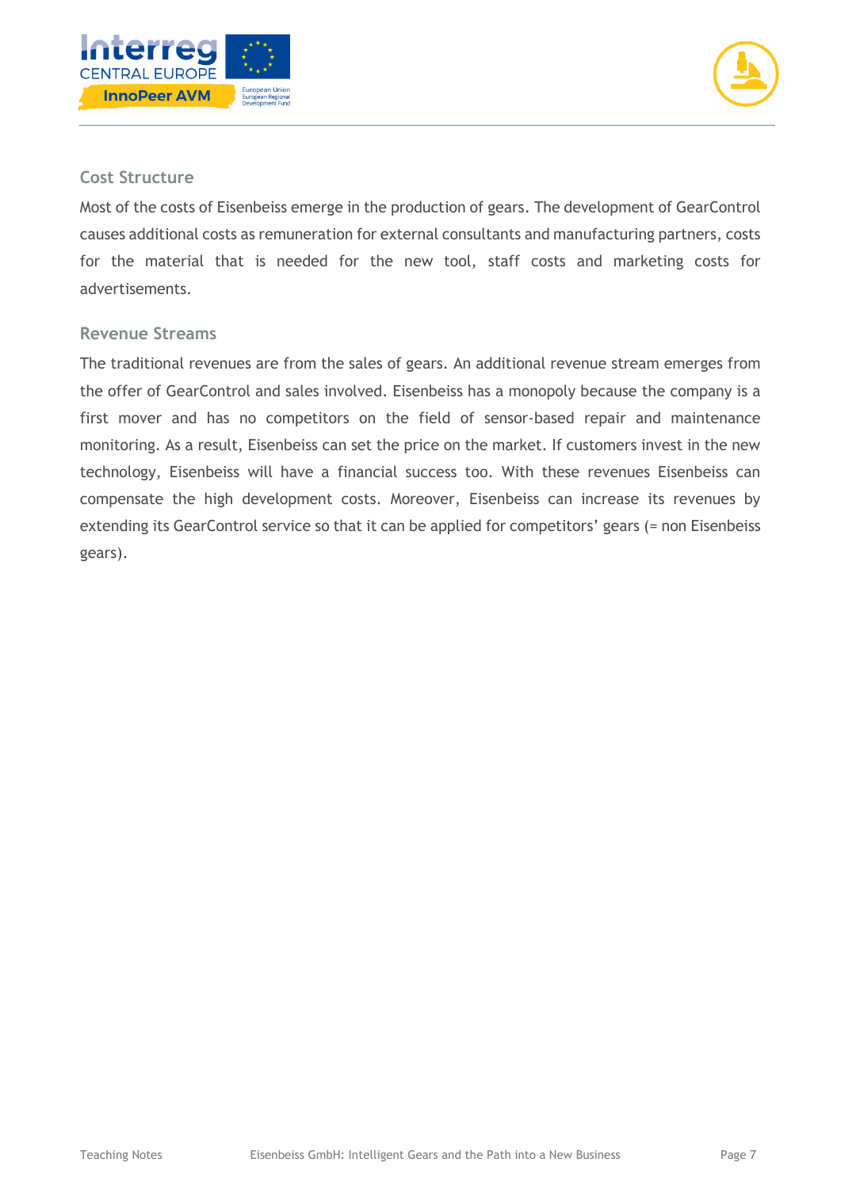### Cost Structure

Most of the costs of Eisenbeiss emerge in the production of gears. The development of GearControl causes additional costs as remuneration for external consultants and manufacturing partners, costs for the material that is needed for the new tool, staff costs and marketing costs for advertisements.

### Revenue Streams

The traditional revenues are from the sales of gears. An additional revenue stream emerges from the offer of GearControl and sales involved. Eisenbeiss has a monopoly because the company is a first mover and has no competitors on the field of sensor-based repair and maintenance monitoring. As a result, Eisenbeiss can set the price on the market. If customers invest in the new technology, Eisenbeiss will have a financial success too. With these revenues Eisenbeiss can compensate the high development costs. Moreover, Eisenbeiss can increase its revenues by extending its GearControl service so that it can be applied for competitors' gears (= non Eisenbeiss gears).